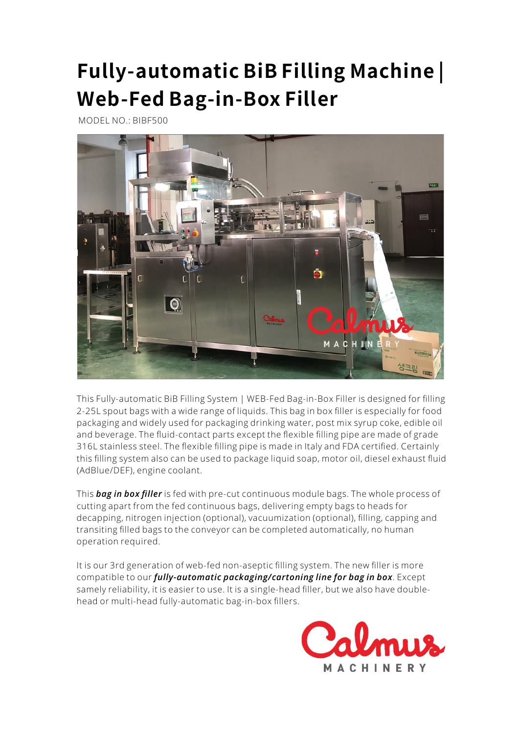# Fully-automatic BiB Filling Machine | Web-Fed Bag-in-Box Filler

MODEL NO.: BIBF500

This Fully-automatic BiB Filling System | WEB-Fed Bag-in-Box Filler is designed for filling 2-25L spout bags with a wide range of liquids. This bag in box filler is especially for food packaging and widely used for packaging drinking water, post mix syrup coke, edible oil and beverage. The fluid-contact parts except the flexible filling pipe are made of grade 316L stainless steel. The flexible filling pipe is made in Italy and FDA certified. Certainly this filling system also can be used to package liquid soap, motor oil, diesel exhaust fluid (AdBlue/DEF), engine coolant.

This ***bag in box filler*** is fed with pre-cut continuous module bags. The whole process of cutting apart from the fed continuous bags, delivering empty bags to heads for decapping, nitrogen injection (optional), vacuumization (optional), filling, capping and transiting filled bags to the conveyor can be completed automatically, no human operation required.

It is our 3rd generation of web-fed non-aseptic filling system. The new filler is more compatible to our ***fully-automatic packaging/cartoning line for bag in box***. Except samely reliability, it is easier to use. It is a single-head filler, but we also have double-head or multi-head fully-automatic bag-in-box fillers.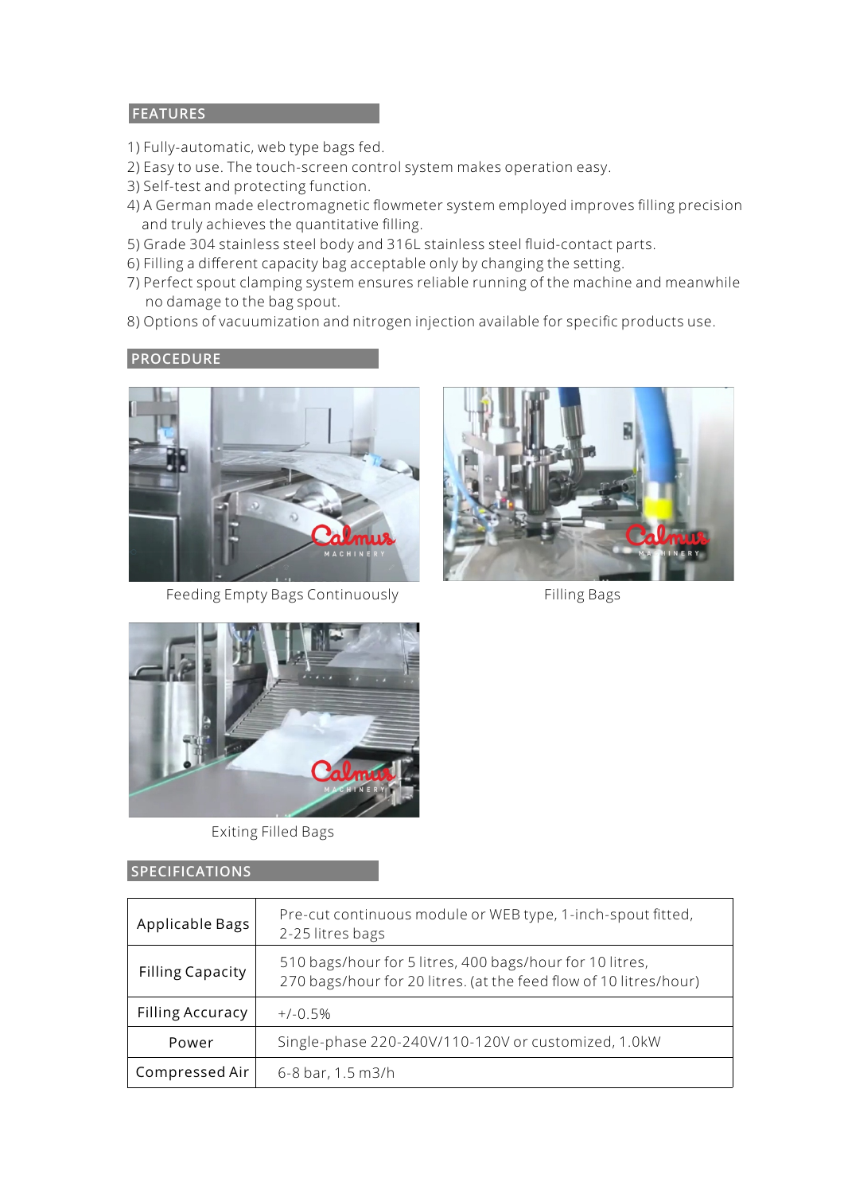## FEATURES

1) Fully-automatic, web type bags fed.
2) Easy to use. The touch-screen control system makes operation easy.
3) Self-test and protecting function.
4) A German made electromagnetic flowmeter system employed improves filling precision and truly achieves the quantitative filling.
5) Grade 304 stainless steel body and 316L stainless steel fluid-contact parts.
6) Filling a different capacity bag acceptable only by changing the setting.
7) Perfect spout clamping system ensures reliable running of the machine and meanwhile no damage to the bag spout.
8) Options of vacuumization and nitrogen injection available for specific products use.

## PROCEDURE

Feeding Empty Bags Continuously

Filling Bags

Exiting Filled Bags

## SPECIFICATIONS

| | |
|---|---|
| Applicable Bags | Pre-cut continuous module or WEB type, 1-inch-spout fitted, 2-25 litres bags |
| Filling Capacity | 510 bags/hour for 5 litres, 400 bags/hour for 10 litres, 270 bags/hour for 20 litres. (at the feed flow of 10 litres/hour) |
| Filling Accuracy | +/-0.5% |
| Power | Single-phase 220-240V/110-120V or customized, 1.0kW |
| Compressed Air | 6-8 bar, 1.5 m3/h |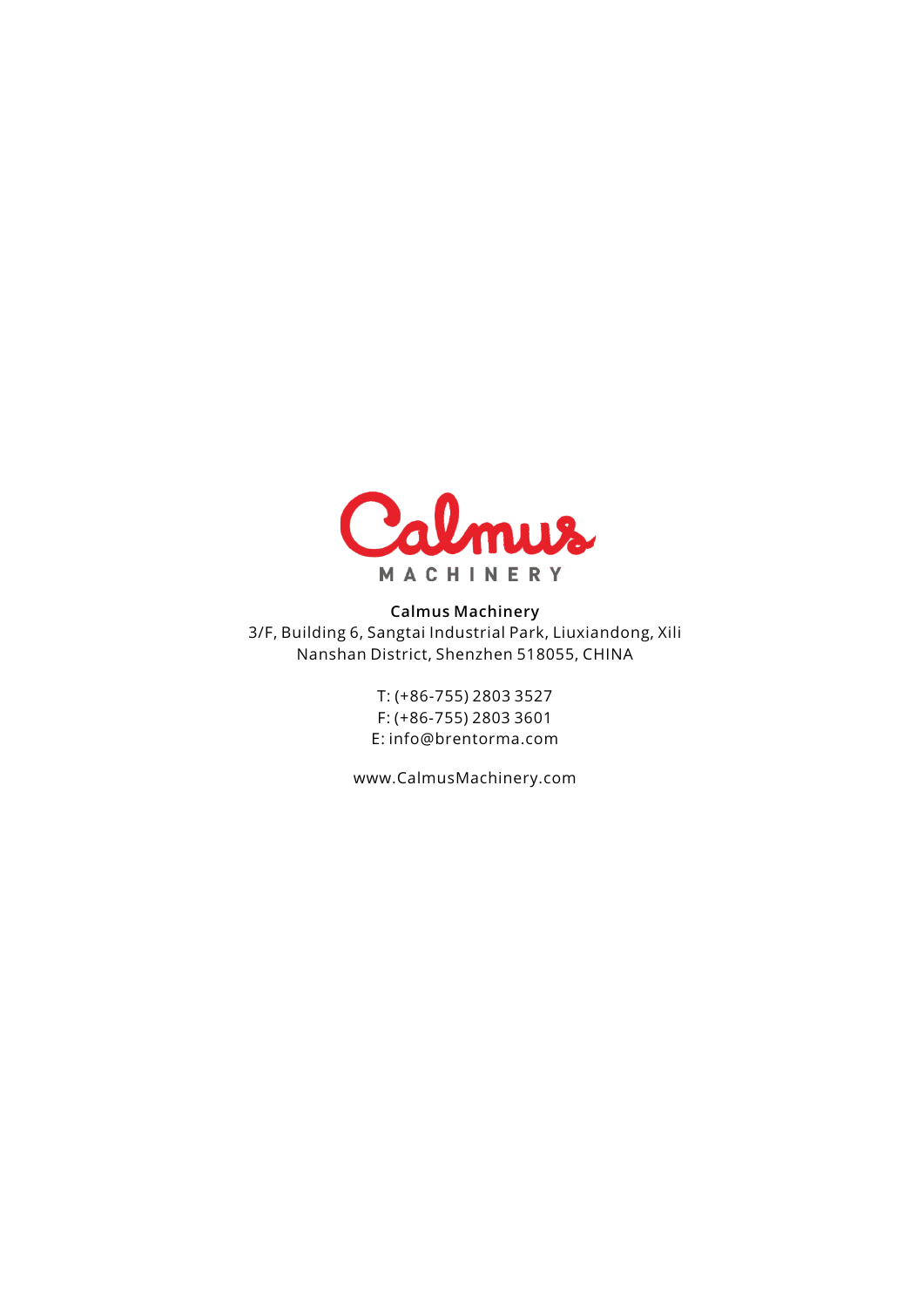Calmus

MACHINERY

**Calmus Machinery**
3/F, Building 6, Sangtai Industrial Park, Liuxiandong, Xili
Nanshan District, Shenzhen 518055, CHINA

T: (+86-755) 2803 3527
F: (+86-755) 2803 3601
E: info@brentorma.com

www.CalmusMachinery.com